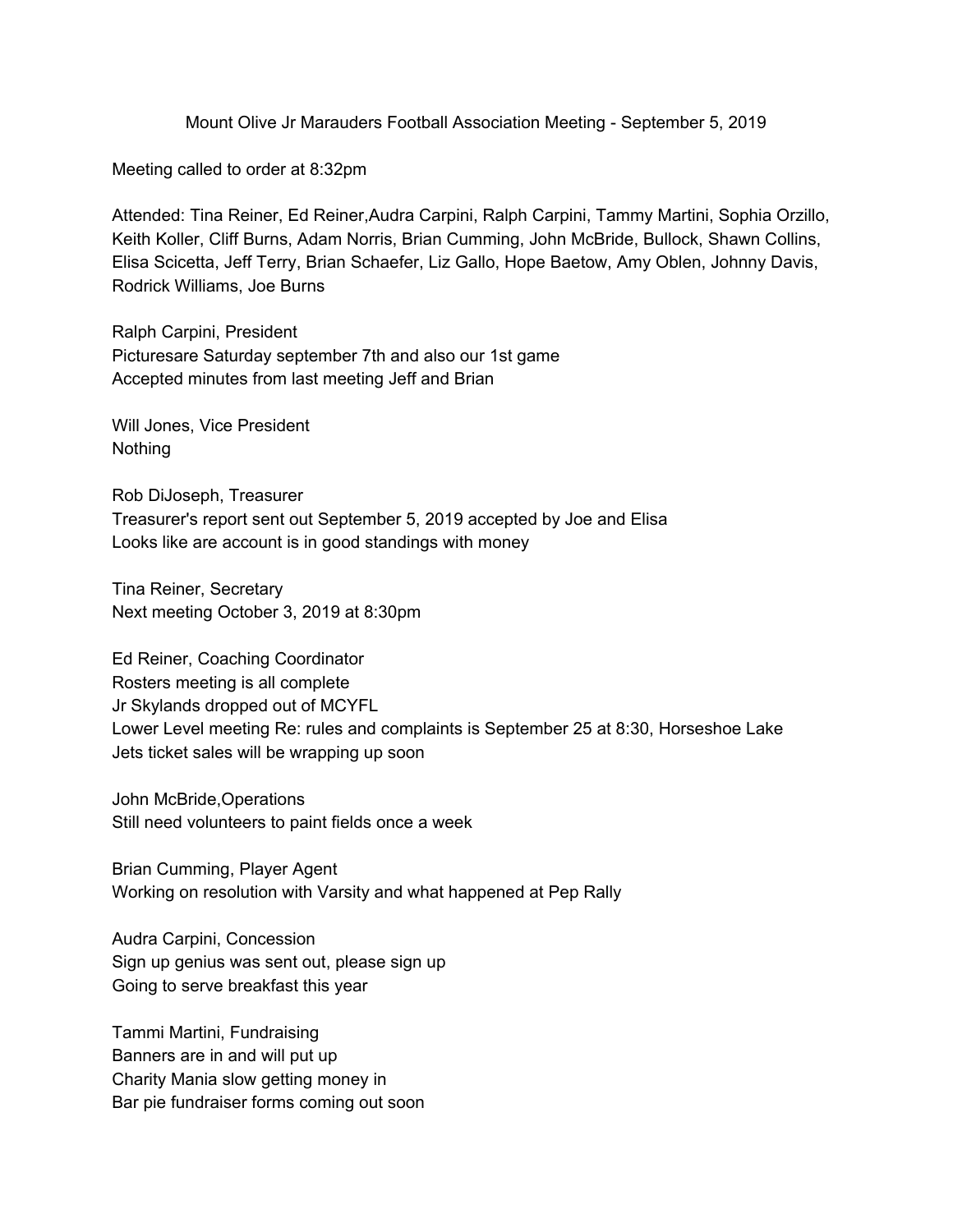# Mount Olive Jr Marauders Football Association Meeting - September 5, 2019

Meeting called to order at 8:32pm

Attended: Tina Reiner, Ed Reiner,Audra Carpini, Ralph Carpini, Tammy Martini, Sophia Orzillo, Keith Koller, Cliff Burns, Adam Norris, Brian Cumming, John McBride, Bullock, Shawn Collins, Elisa Scicetta, Jeff Terry, Brian Schaefer, Liz Gallo, Hope Baetow, Amy Oblen, Johnny Davis, Rodrick Williams, Joe Burns

Ralph Carpini, President
Picturesare Saturday september 7th and also our 1st game
Accepted minutes from last meeting Jeff and Brian

Will Jones, Vice President
Nothing

Rob DiJoseph, Treasurer
Treasurer's report sent out September 5, 2019 accepted by Joe and Elisa
Looks like are account is in good standings with money

Tina Reiner, Secretary
Next meeting October 3, 2019 at 8:30pm

Ed Reiner, Coaching Coordinator
Rosters meeting is all complete
Jr Skylands dropped out of MCYFL
Lower Level meeting Re: rules and complaints is September 25 at 8:30, Horseshoe Lake
Jets ticket sales will be wrapping up soon

John McBride,Operations
Still need volunteers to paint fields once a week

Brian Cumming, Player Agent
Working on resolution with Varsity and what happened at Pep Rally

Audra Carpini, Concession
Sign up genius was sent out, please sign up
Going to serve breakfast this year

Tammi Martini, Fundraising
Banners are in and will put up
Charity Mania slow getting money in
Bar pie fundraiser forms coming out soon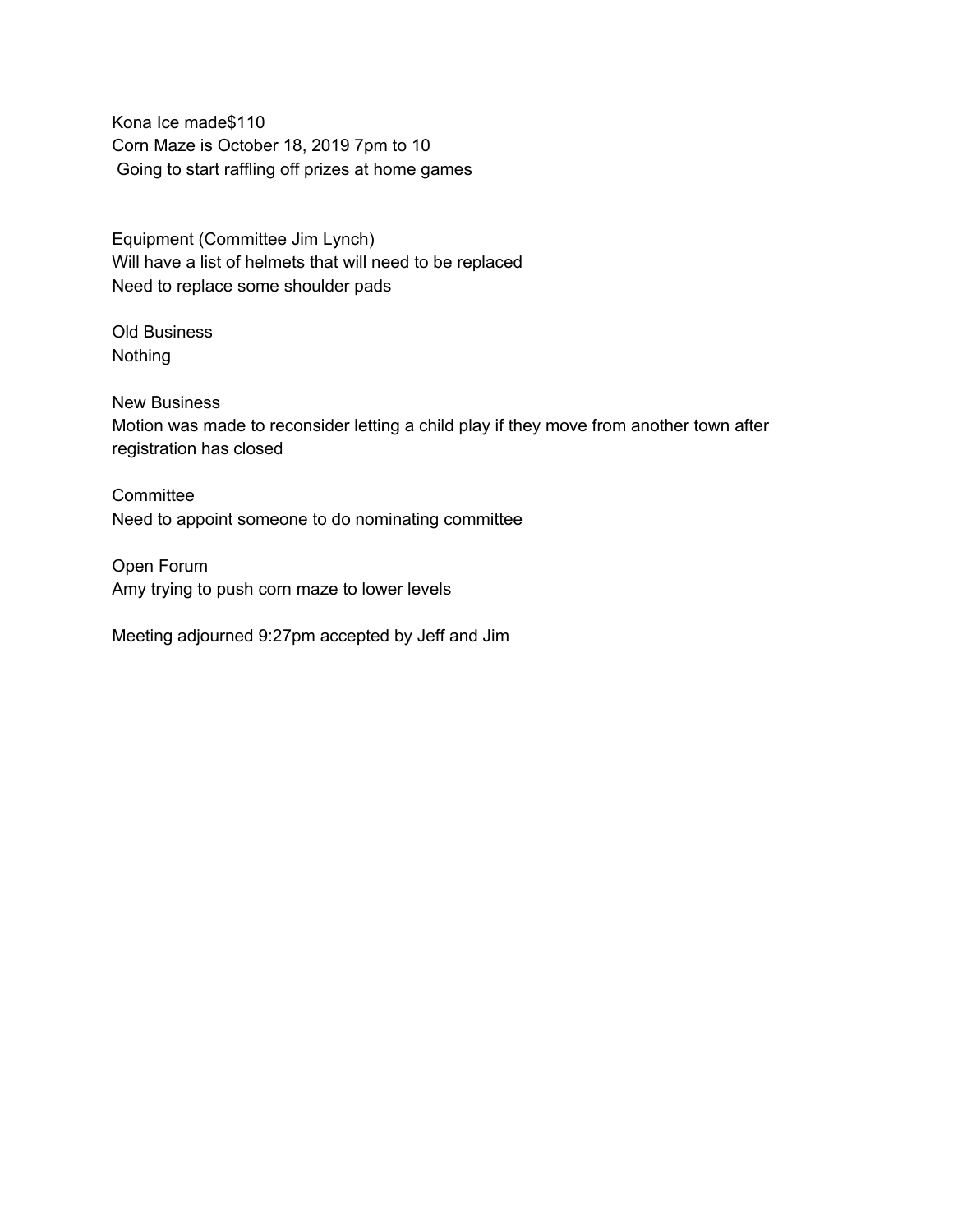Kona Ice made$110
Corn Maze is October 18, 2019 7pm to 10
Going to start raffling off prizes at home games

Equipment (Committee Jim Lynch)
Will have a list of helmets that will need to be replaced
Need to replace some shoulder pads

Old Business
Nothing

New Business
Motion was made to reconsider letting a child play if they move from another town after registration has closed

Committee
Need to appoint someone to do nominating committee

Open Forum
Amy trying to push corn maze to lower levels

Meeting adjourned 9:27pm accepted by Jeff and Jim